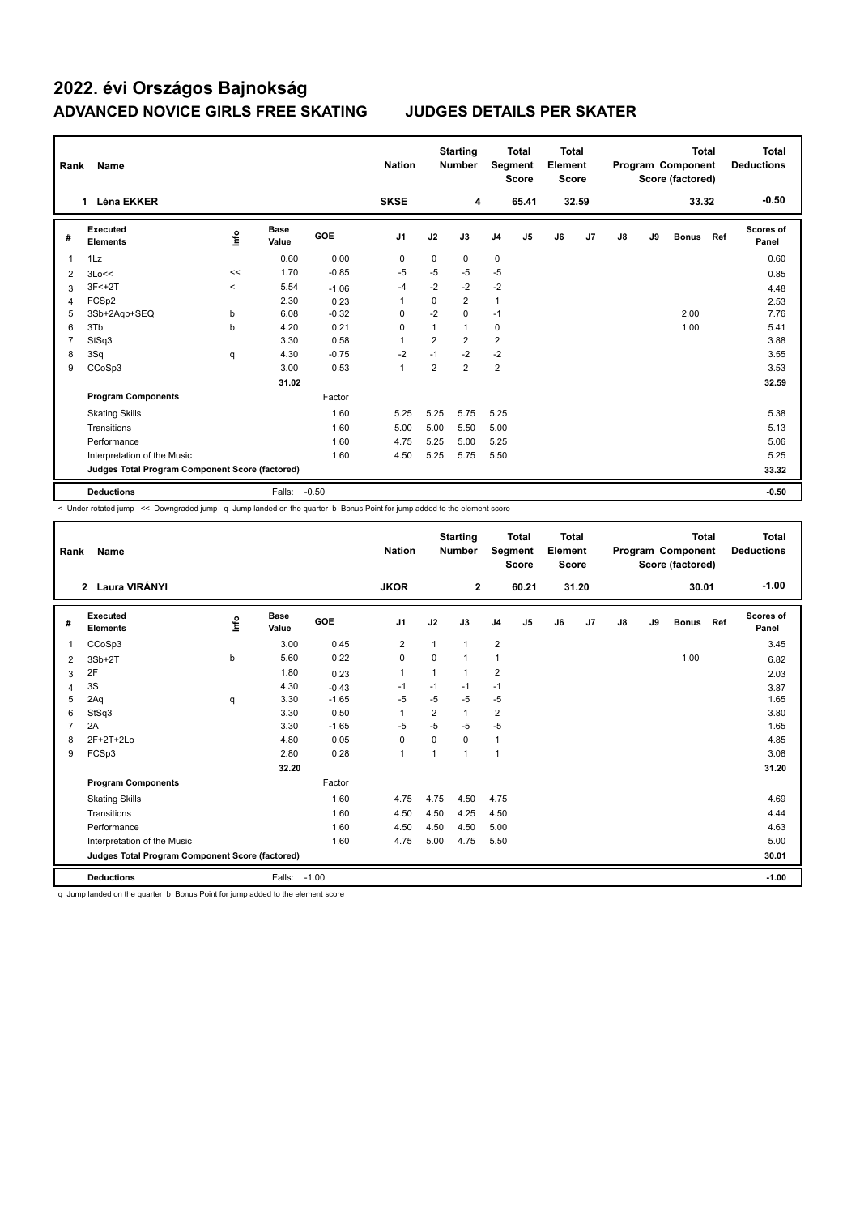# 2022. évi Országos Bajnokság

## ADVANCED NOVICE GIRLS FREE SKATING    JUDGES DETAILS PER SKATER

| Rank | Name | Nation | Starting Number | Total Segment Score | Total Element Score | Total Program Component Score (factored) | Total Deductions |
|---|---|---|---|---|---|---|---|
| 1 | Léna EKKER | SKSE | 4 | 65.41 | 32.59 | 33.32 | -0.50 |

| # | Executed Elements | Info | Base Value | GOE | J1 | J2 | J3 | J4 | J5 | J6 | J7 | J8 | J9 | Bonus | Ref | Scores of Panel |
|---|---|---|---|---|---|---|---|---|---|---|---|---|---|---|---|---|
| 1 | 1Lz | | 0.60 | 0.00 | 0 | 0 | 0 | 0 | | | | | | | | 0.60 |
| 2 | 3Lo<< | << | 1.70 | -0.85 | -5 | -5 | -5 | -5 | | | | | | | | 0.85 |
| 3 | 3F<+2T | < | 5.54 | -1.06 | -4 | -2 | -2 | -2 | | | | | | | | 4.48 |
| 4 | FCSp2 | | 2.30 | 0.23 | 1 | 0 | 2 | 1 | | | | | | | | 2.53 |
| 5 | 3Sb+2Aqb+SEQ | b | 6.08 | -0.32 | 0 | -2 | 0 | -1 | | | | | | 2.00 | | 7.76 |
| 6 | 3Tb | b | 4.20 | 0.21 | 0 | 1 | 1 | 0 | | | | | | 1.00 | | 5.41 |
| 7 | StSq3 | | 3.30 | 0.58 | 1 | 2 | 2 | 2 | | | | | | | | 3.88 |
| 8 | 3Sq | q | 4.30 | -0.75 | -2 | -1 | -2 | -2 | | | | | | | | 3.55 |
| 9 | CCoSp3 | | 3.00 | 0.53 | 1 | 2 | 2 | 2 | | | | | | | | 3.53 |
| | | | 31.02 | | | | | | | | | | | | | 32.59 |
| | **Program Components** | | | Factor | | | | | | | | | | | | |
| | Skating Skills | | | 1.60 | 5.25 | 5.25 | 5.75 | 5.25 | | | | | | | | 5.38 |
| | Transitions | | | 1.60 | 5.00 | 5.00 | 5.50 | 5.00 | | | | | | | | 5.13 |
| | Performance | | | 1.60 | 4.75 | 5.25 | 5.00 | 5.25 | | | | | | | | 5.06 |
| | Interpretation of the Music | | | 1.60 | 4.50 | 5.25 | 5.75 | 5.50 | | | | | | | | 5.25 |
| | **Judges Total Program Component Score (factored)** | | | | | | | | | | | | | | | 33.32 |
| | **Deductions** | | Falls: | -0.50 | | | | | | | | | | | | -0.50 |

< Under-rotated jump << Downgraded jump q Jump landed on the quarter b Bonus Point for jump added to the element score

| Rank | Name | Nation | Starting Number | Total Segment Score | Total Element Score | Total Program Component Score (factored) | Total Deductions |
|---|---|---|---|---|---|---|---|
| 2 | Laura VIRÁNYI | JKOR | 2 | 60.21 | 31.20 | 30.01 | -1.00 |

| # | Executed Elements | Info | Base Value | GOE | J1 | J2 | J3 | J4 | J5 | J6 | J7 | J8 | J9 | Bonus | Ref | Scores of Panel |
|---|---|---|---|---|---|---|---|---|---|---|---|---|---|---|---|---|
| 1 | CCoSp3 | | 3.00 | 0.45 | 2 | 1 | 1 | 2 | | | | | | | | 3.45 |
| 2 | 3Sb+2T | b | 5.60 | 0.22 | 0 | 0 | 1 | 1 | | | | | | 1.00 | | 6.82 |
| 3 | 2F | | 1.80 | 0.23 | 1 | 1 | 1 | 2 | | | | | | | | 2.03 |
| 4 | 3S | | 4.30 | -0.43 | -1 | -1 | -1 | -1 | | | | | | | | 3.87 |
| 5 | 2Aq | q | 3.30 | -1.65 | -5 | -5 | -5 | -5 | | | | | | | | 1.65 |
| 6 | StSq3 | | 3.30 | 0.50 | 1 | 2 | 1 | 2 | | | | | | | | 3.80 |
| 7 | 2A | | 3.30 | -1.65 | -5 | -5 | -5 | -5 | | | | | | | | 1.65 |
| 8 | 2F+2T+2Lo | | 4.80 | 0.05 | 0 | 0 | 0 | 1 | | | | | | | | 4.85 |
| 9 | FCSp3 | | 2.80 | 0.28 | 1 | 1 | 1 | 1 | | | | | | | | 3.08 |
| | | | 32.20 | | | | | | | | | | | | | 31.20 |
| | **Program Components** | | | Factor | | | | | | | | | | | | |
| | Skating Skills | | | 1.60 | 4.75 | 4.75 | 4.50 | 4.75 | | | | | | | | 4.69 |
| | Transitions | | | 1.60 | 4.50 | 4.50 | 4.25 | 4.50 | | | | | | | | 4.44 |
| | Performance | | | 1.60 | 4.50 | 4.50 | 4.50 | 5.00 | | | | | | | | 4.63 |
| | Interpretation of the Music | | | 1.60 | 4.75 | 5.00 | 4.75 | 5.50 | | | | | | | | 5.00 |
| | **Judges Total Program Component Score (factored)** | | | | | | | | | | | | | | | 30.01 |
| | **Deductions** | | Falls: | -1.00 | | | | | | | | | | | | -1.00 |

q Jump landed on the quarter b Bonus Point for jump added to the element score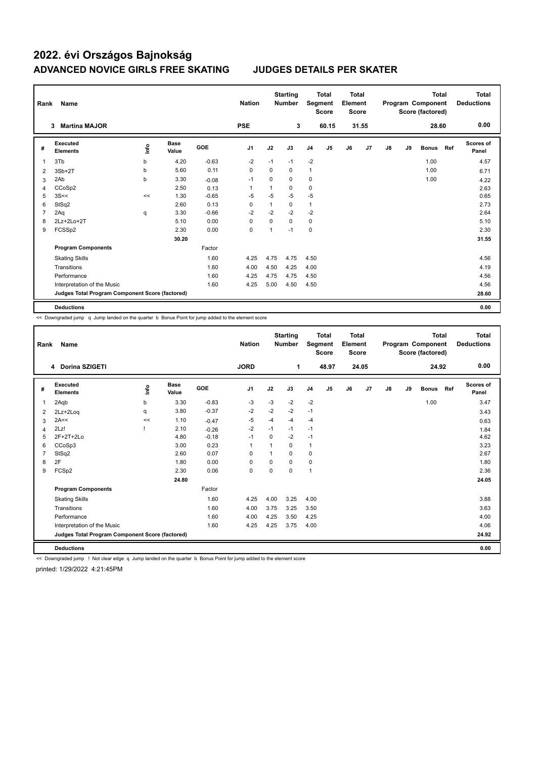# 2022. évi Országos Bajnokság

## ADVANCED NOVICE GIRLS FREE SKATING JUDGES DETAILS PER SKATER

| Rank | Name | Nation | Starting Number | Total Segment Score | Total Element Score | Total Program Component Score (factored) | Total Deductions |
|---|---|---|---|---|---|---|---|
| 3 | Martina MAJOR | PSE | 3 | 60.15 | 31.55 | 28.60 | 0.00 |

| # | Executed Elements | Info | Base Value | GOE | J1 | J2 | J3 | J4 | J5 | J6 | J7 | J8 | J9 | Bonus | Ref | Scores of Panel |
|---|---|---|---|---|---|---|---|---|---|---|---|---|---|---|---|---|
| 1 | 3Tb | b | 4.20 | -0.63 | -2 | -1 | -1 | -2 | | | | | | 1.00 | | 4.57 |
| 2 | 3Sb+2T | b | 5.60 | 0.11 | 0 | 0 | 0 | 1 | | | | | | 1.00 | | 6.71 |
| 3 | 2Ab | b | 3.30 | -0.08 | -1 | 0 | 0 | 0 | | | | | | 1.00 | | 4.22 |
| 4 | CCoSp2 | | 2.50 | 0.13 | 1 | 1 | 0 | 0 | | | | | | | | 2.63 |
| 5 | 3S<< | << | 1.30 | -0.65 | -5 | -5 | -5 | -5 | | | | | | | | 0.65 |
| 6 | StSq2 | | 2.60 | 0.13 | 0 | 1 | 0 | 1 | | | | | | | | 2.73 |
| 7 | 2Aq | q | 3.30 | -0.66 | -2 | -2 | -2 | -2 | | | | | | | | 2.64 |
| 8 | 2Lz+2Lo+2T | | 5.10 | 0.00 | 0 | 0 | 0 | 0 | | | | | | | | 5.10 |
| 9 | FCSSp2 | | 2.30 | 0.00 | 0 | 1 | -1 | 0 | | | | | | | | 2.30 |
| | | | 30.20 | | | | | | | | | | | | | 31.55 |
| | **Program Components** | | | Factor | | | | | | | | | | | | |
| | Skating Skills | | | 1.60 | 4.25 | 4.75 | 4.75 | 4.50 | | | | | | | | 4.56 |
| | Transitions | | | 1.60 | 4.00 | 4.50 | 4.25 | 4.00 | | | | | | | | 4.19 |
| | Performance | | | 1.60 | 4.25 | 4.75 | 4.75 | 4.50 | | | | | | | | 4.56 |
| | Interpretation of the Music | | | 1.60 | 4.25 | 5.00 | 4.50 | 4.50 | | | | | | | | 4.56 |
| | **Judges Total Program Component Score (factored)** | | | | | | | | | | | | | | | 28.60 |
| | **Deductions** | | | | | | | | | | | | | | | 0.00 |

<< Downgraded jump q Jump landed on the quarter b Bonus Point for jump added to the element score

| Rank | Name | Nation | Starting Number | Total Segment Score | Total Element Score | Total Program Component Score (factored) | Total Deductions |
|---|---|---|---|---|---|---|---|
| 4 | Dorina SZIGETI | JORD | 1 | 48.97 | 24.05 | 24.92 | 0.00 |

| # | Executed Elements | Info | Base Value | GOE | J1 | J2 | J3 | J4 | J5 | J6 | J7 | J8 | J9 | Bonus | Ref | Scores of Panel |
|---|---|---|---|---|---|---|---|---|---|---|---|---|---|---|---|---|
| 1 | 2Aqb | b | 3.30 | -0.83 | -3 | -3 | -2 | -2 | | | | | | 1.00 | | 3.47 |
| 2 | 2Lz+2Loq | q | 3.80 | -0.37 | -2 | -2 | -2 | -1 | | | | | | | | 3.43 |
| 3 | 2A<< | << | 1.10 | -0.47 | -5 | -4 | -4 | -4 | | | | | | | | 0.63 |
| 4 | 2Lz! | ! | 2.10 | -0.26 | -2 | -1 | -1 | -1 | | | | | | | | 1.84 |
| 5 | 2F+2T+2Lo | | 4.80 | -0.18 | -1 | 0 | -2 | -1 | | | | | | | | 4.62 |
| 6 | CCoSp3 | | 3.00 | 0.23 | 1 | 1 | 0 | 1 | | | | | | | | 3.23 |
| 7 | StSq2 | | 2.60 | 0.07 | 0 | 1 | 0 | 0 | | | | | | | | 2.67 |
| 8 | 2F | | 1.80 | 0.00 | 0 | 0 | 0 | 0 | | | | | | | | 1.80 |
| 9 | FCSp2 | | 2.30 | 0.06 | 0 | 0 | 0 | 1 | | | | | | | | 2.36 |
| | | | 24.80 | | | | | | | | | | | | | 24.05 |
| | **Program Components** | | | Factor | | | | | | | | | | | | |
| | Skating Skills | | | 1.60 | 4.25 | 4.00 | 3.25 | 4.00 | | | | | | | | 3.88 |
| | Transitions | | | 1.60 | 4.00 | 3.75 | 3.25 | 3.50 | | | | | | | | 3.63 |
| | Performance | | | 1.60 | 4.00 | 4.25 | 3.50 | 4.25 | | | | | | | | 4.00 |
| | Interpretation of the Music | | | 1.60 | 4.25 | 4.25 | 3.75 | 4.00 | | | | | | | | 4.06 |
| | **Judges Total Program Component Score (factored)** | | | | | | | | | | | | | | | 24.92 |
| | **Deductions** | | | | | | | | | | | | | | | 0.00 |

<< Downgraded jump ! Not clear edge q Jump landed on the quarter b Bonus Point for jump added to the element score

printed: 1/29/2022 4:21:45PM